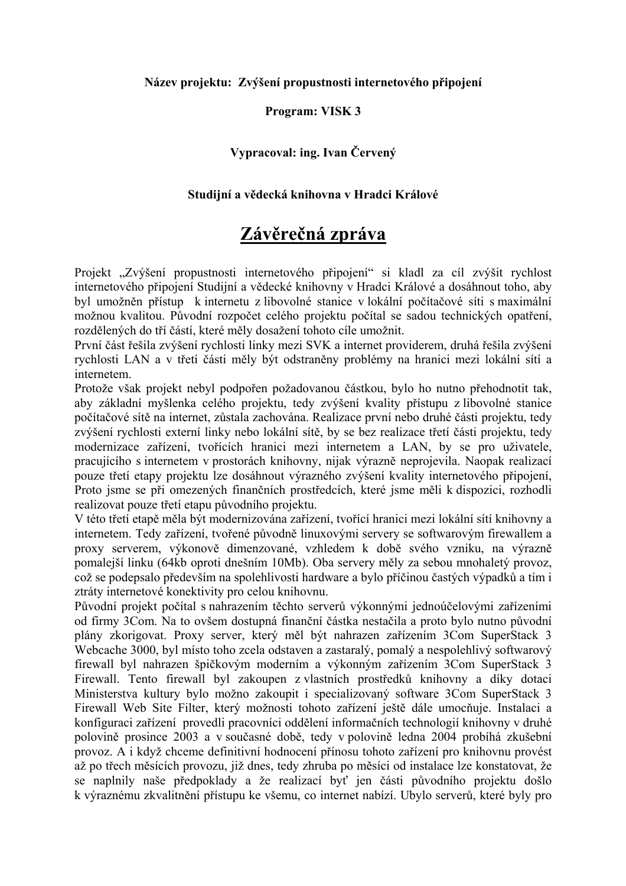**Název projektu: Zvýšení propustnosti internetového připojení**

**Program: VISK 3**

**Vypracoval: ing. Ivan Červený**

**Studijní a vědecká knihovna v Hradci Králové**

# Závěrečná zpráva

Projekt „Zvýšení propustnosti internetového připojení" si kladl za cíl zvýšit rychlost internetového připojení Studijní a vědecké knihovny v Hradci Králové a dosáhnout toho, aby byl umožněn přístup k internetu z libovolné stanice v lokální počítačové síti s maximální možnou kvalitou. Původní rozpočet celého projektu počítal se sadou technických opatření, rozdělených do tří částí, které měly dosažení tohoto cíle umožnit.

První část řešila zvýšení rychlosti linky mezi SVK a internet providerem, druhá řešila zvýšení rychlosti LAN a v třetí části měly být odstraněny problémy na hranici mezi lokální sítí a internetem.

Protože však projekt nebyl podpořen požadovanou částkou, bylo ho nutno přehodnotit tak, aby základní myšlenka celého projektu, tedy zvýšení kvality přístupu z libovolné stanice počítačové sítě na internet, zůstala zachována. Realizace první nebo druhé části projektu, tedy zvýšení rychlosti externí linky nebo lokální sítě, by se bez realizace třetí části projektu, tedy modernizace zařízení, tvořících hranici mezi internetem a LAN, by se pro uživatele, pracujícího s internetem v prostorách knihovny, nijak výrazně neprojevila. Naopak realizací pouze třetí etapy projektu lze dosáhnout výrazného zvýšení kvality internetového připojení, Proto jsme se při omezených finančních prostředcích, které jsme měli k dispozici, rozhodli realizovat pouze třetí etapu původního projektu.

V této třetí etapě měla být modernizována zařízení, tvořící hranici mezi lokální sítí knihovny a internetem. Tedy zařízení, tvořené původně linuxovými servery se softwarovým firewallem a proxy serverem, výkonově dimenzované, vzhledem k době svého vzniku, na výrazně pomalejší linku (64kb oproti dnešním 10Mb). Oba servery měly za sebou mnohaletý provoz, což se podepsalo především na spolehlivosti hardware a bylo příčinou častých výpadků a tím i ztráty internetové konektivity pro celou knihovnu.

Původní projekt počítal s nahrazením těchto serverů výkonnými jednoúčelovými zařízeními od firmy 3Com. Na to ovšem dostupná finanční částka nestačila a proto bylo nutno původní plány zkorigovat. Proxy server, který měl být nahrazen zařízením 3Com SuperStack 3 Webcache 3000, byl místo toho zcela odstaven a zastaralý, pomalý a nespolehlivý softwarový firewall byl nahrazen špičkovým moderním a výkonným zařízením 3Com SuperStack 3 Firewall. Tento firewall byl zakoupen z vlastních prostředků knihovny a díky dotaci Ministerstva kultury bylo možno zakoupit i specializovaný software 3Com SuperStack 3 Firewall Web Site Filter, který možnosti tohoto zařízení ještě dále umocňuje. Instalaci a konfiguraci zařízení provedli pracovníci oddělení informačních technologií knihovny v druhé polovině prosince 2003 a v současné době, tedy v polovině ledna 2004 probíhá zkušební provoz. A i když chceme definitivní hodnocení přínosu tohoto zařízení pro knihovnu provést až po třech měsících provozu, již dnes, tedy zhruba po měsíci od instalace lze konstatovat, že se naplnily naše předpoklady a že realizací byť jen části původního projektu došlo k výraznému zkvalitnění přístupu ke všemu, co internet nabízí. Ubylo serverů, které byly pro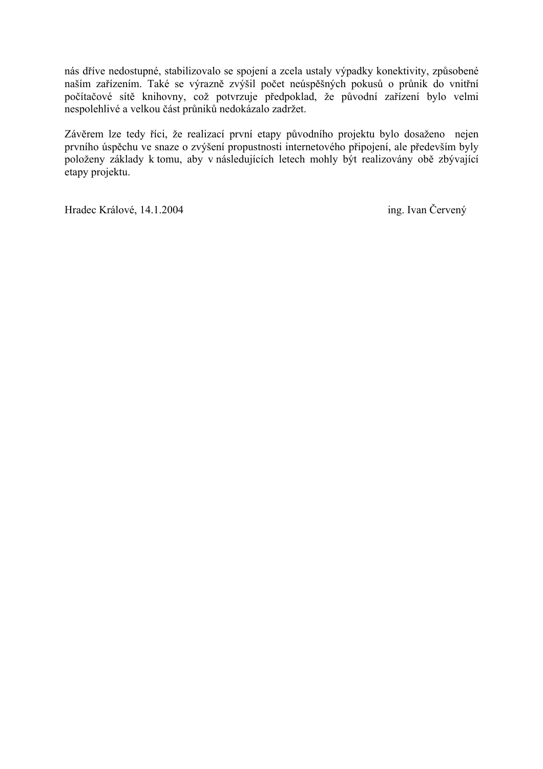nás dříve nedostupné, stabilizovalo se spojení a zcela ustaly výpadky konektivity, způsobené naším zařízením. Také se výrazně zvýšil počet neúspěšných pokusů o průnik do vnitřní počítačové sítě knihovny, což potvrzuje předpoklad, že původní zařízení bylo velmi nespolehlivé a velkou část průniků nedokázalo zadržet.

Závěrem lze tedy říci, že realizací první etapy původního projektu bylo dosaženo nejen prvního úspěchu ve snaze o zvýšení propustnosti internetového připojení, ale především byly položeny základy k tomu, aby v následujících letech mohly být realizovány obě zbývající etapy projektu.

Hradec Králové, 14.1.2004 ing. Ivan Červený